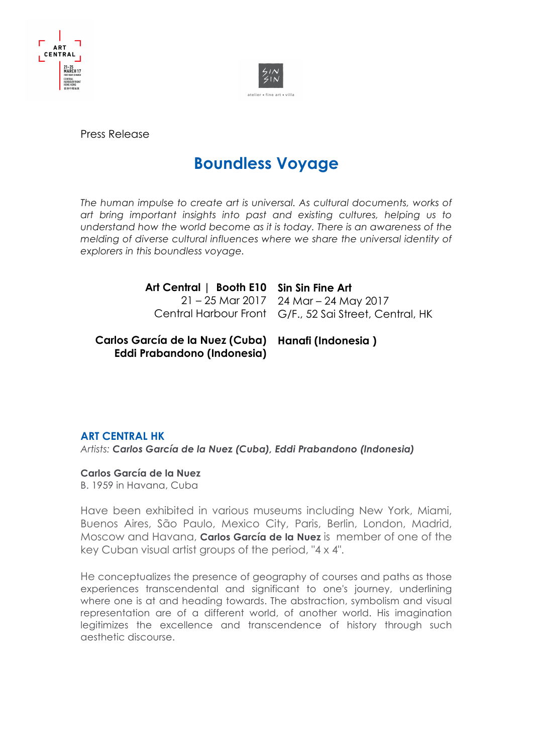Press Release

# Boundless Voyage

*The human impulse to create art is universal. As cultural documents, works of art bring important insights into past and existing cultures, helping us to understand how the world become as it is today. There is an awareness of the melding of diverse cultural influences where we share the universal identity of explorers in this boundless voyage.*

| **Art Central \| Booth E10** | **Sin Sin Fine Art** |
|---|---|
| 21 – 25 Mar 2017 | 24 Mar – 24 May 2017 |
| Central Harbour Front | G/F., 52 Sai Street, Central, HK |
| **Carlos García de la Nuez (Cuba)** **Eddi Prabandono (Indonesia)** | **Hanafi (Indonesia )** |

## ART CENTRAL HK

*Artists: **Carlos García de la Nuez (Cuba), Eddi Prabandono (Indonesia)***

**Carlos García de la Nuez**
B. 1959 in Havana, Cuba

Have been exhibited in various museums including New York, Miami, Buenos Aires, São Paulo, Mexico City, Paris, Berlin, London, Madrid, Moscow and Havana, **Carlos García de la Nuez** is member of one of the key Cuban visual artist groups of the period, "4 x 4".

He conceptualizes the presence of geography of courses and paths as those experiences transcendental and significant to one's journey, underlining where one is at and heading towards. The abstraction, symbolism and visual representation are of a different world, of another world. His imagination legitimizes the excellence and transcendence of history through such aesthetic discourse.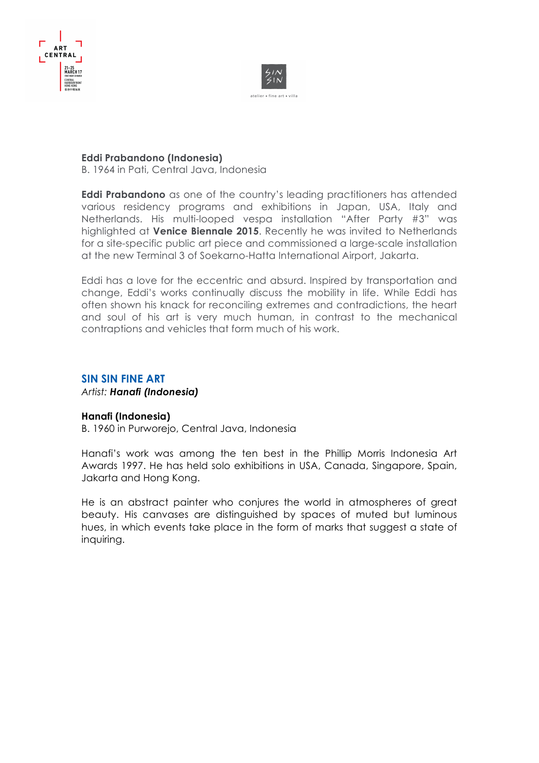**Eddi Prabandono (Indonesia)**
B. 1964 in Pati, Central Java, Indonesia

**Eddi Prabandono** as one of the country's leading practitioners has attended various residency programs and exhibitions in Japan, USA, Italy and Netherlands. His multi-looped vespa installation "After Party #3" was highlighted at **Venice Biennale 2015**. Recently he was invited to Netherlands for a site-specific public art piece and commissioned a large-scale installation at the new Terminal 3 of Soekarno-Hatta International Airport, Jakarta.

Eddi has a love for the eccentric and absurd. Inspired by transportation and change, Eddi's works continually discuss the mobility in life. While Eddi has often shown his knack for reconciling extremes and contradictions, the heart and soul of his art is very much human, in contrast to the mechanical contraptions and vehicles that form much of his work.

## SIN SIN FINE ART

*Artist:* ***Hanafi (Indonesia)***

**Hanafi (Indonesia)**
B. 1960 in Purworejo, Central Java, Indonesia

Hanafi's work was among the ten best in the Phillip Morris Indonesia Art Awards 1997. He has held solo exhibitions in USA, Canada, Singapore, Spain, Jakarta and Hong Kong.

He is an abstract painter who conjures the world in atmospheres of great beauty. His canvases are distinguished by spaces of muted but luminous hues, in which events take place in the form of marks that suggest a state of inquiring.